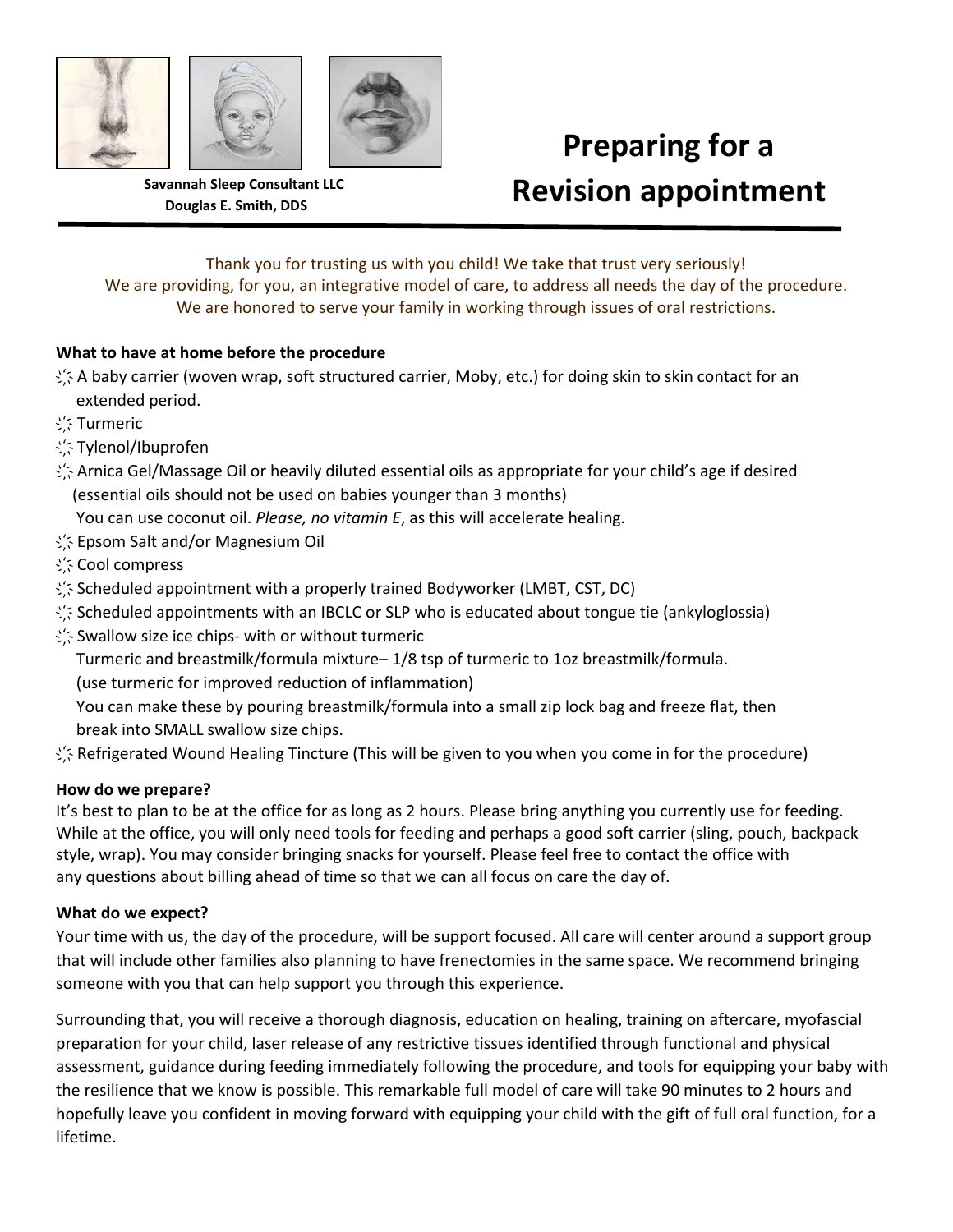Savannah Sleep Consultant LLC
Douglas E. Smith, DDS

# Preparing for a Revision appointment

Thank you for trusting us with you child! We take that trust very seriously!
We are providing, for you, an integrative model of care, to address all needs the day of the procedure.
We are honored to serve your family in working through issues of oral restrictions.

**What to have at home before the procedure**

- A baby carrier (woven wrap, soft structured carrier, Moby, etc.) for doing skin to skin contact for an extended period.
- Turmeric
- Tylenol/Ibuprofen
- Arnica Gel/Massage Oil or heavily diluted essential oils as appropriate for your child's age if desired (essential oils should not be used on babies younger than 3 months)
  You can use coconut oil. *Please, no vitamin E*, as this will accelerate healing.
- Epsom Salt and/or Magnesium Oil
- Cool compress
- Scheduled appointment with a properly trained Bodyworker (LMBT, CST, DC)
- Scheduled appointments with an IBCLC or SLP who is educated about tongue tie (ankyloglossia)
- Swallow size ice chips- with or without turmeric
  Turmeric and breastmilk/formula mixture– 1/8 tsp of turmeric to 1oz breastmilk/formula.
  (use turmeric for improved reduction of inflammation)
  You can make these by pouring breastmilk/formula into a small zip lock bag and freeze flat, then break into SMALL swallow size chips.
- Refrigerated Wound Healing Tincture (This will be given to you when you come in for the procedure)

**How do we prepare?**

It's best to plan to be at the office for as long as 2 hours. Please bring anything you currently use for feeding. While at the office, you will only need tools for feeding and perhaps a good soft carrier (sling, pouch, backpack style, wrap). You may consider bringing snacks for yourself. Please feel free to contact the office with any questions about billing ahead of time so that we can all focus on care the day of.

**What do we expect?**

Your time with us, the day of the procedure, will be support focused. All care will center around a support group that will include other families also planning to have frenectomies in the same space. We recommend bringing someone with you that can help support you through this experience.

Surrounding that, you will receive a thorough diagnosis, education on healing, training on aftercare, myofascial preparation for your child, laser release of any restrictive tissues identified through functional and physical assessment, guidance during feeding immediately following the procedure, and tools for equipping your baby with the resilience that we know is possible. This remarkable full model of care will take 90 minutes to 2 hours and hopefully leave you confident in moving forward with equipping your child with the gift of full oral function, for a lifetime.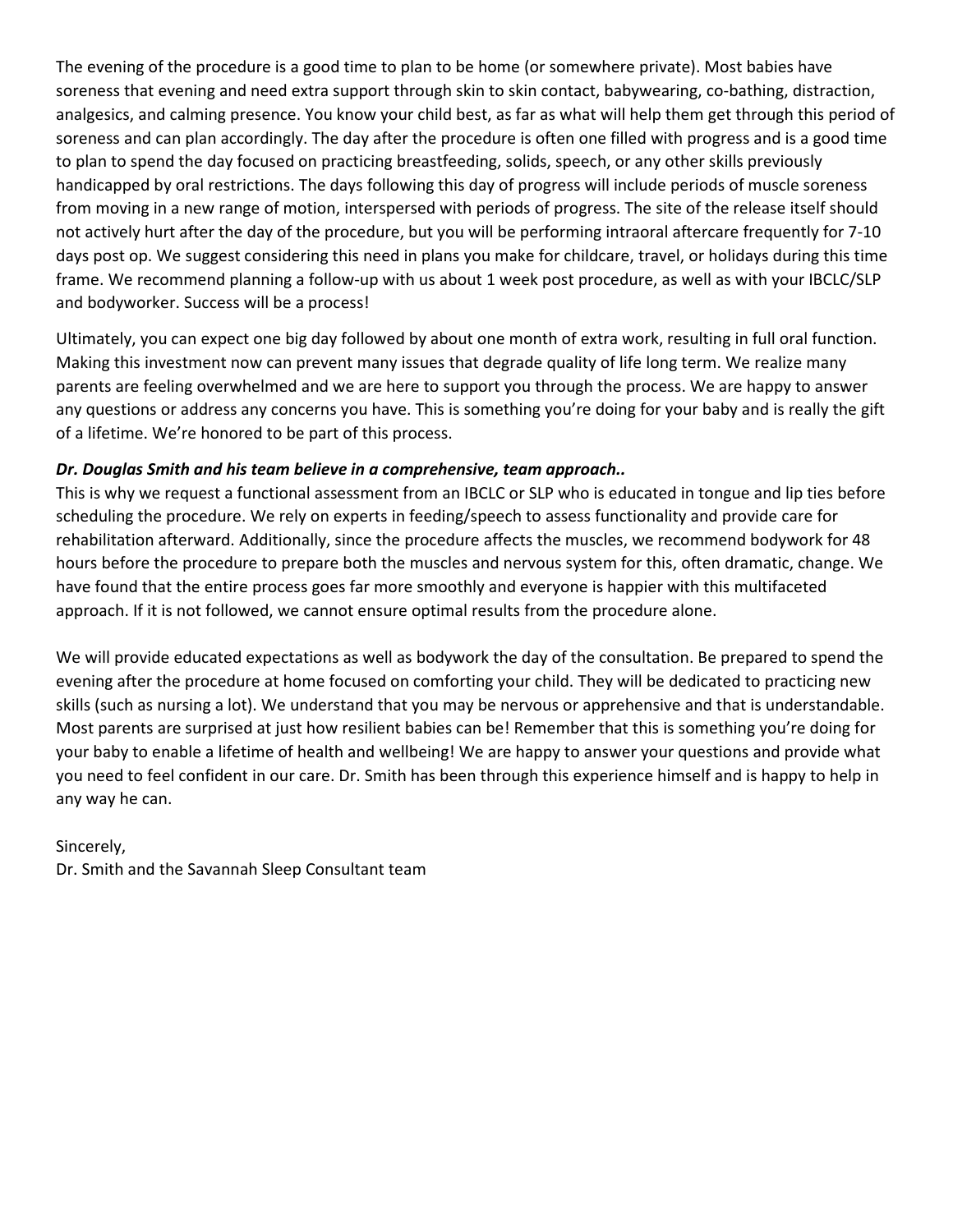The evening of the procedure is a good time to plan to be home (or somewhere private). Most babies have soreness that evening and need extra support through skin to skin contact, babywearing, co-bathing, distraction, analgesics, and calming presence. You know your child best, as far as what will help them get through this period of soreness and can plan accordingly. The day after the procedure is often one filled with progress and is a good time to plan to spend the day focused on practicing breastfeeding, solids, speech, or any other skills previously handicapped by oral restrictions. The days following this day of progress will include periods of muscle soreness from moving in a new range of motion, interspersed with periods of progress. The site of the release itself should not actively hurt after the day of the procedure, but you will be performing intraoral aftercare frequently for 7-10 days post op. We suggest considering this need in plans you make for childcare, travel, or holidays during this time frame. We recommend planning a follow-up with us about 1 week post procedure, as well as with your IBCLC/SLP and bodyworker. Success will be a process!

Ultimately, you can expect one big day followed by about one month of extra work, resulting in full oral function. Making this investment now can prevent many issues that degrade quality of life long term. We realize many parents are feeling overwhelmed and we are here to support you through the process. We are happy to answer any questions or address any concerns you have. This is something you're doing for your baby and is really the gift of a lifetime. We're honored to be part of this process.

***Dr. Douglas Smith and his team believe in a comprehensive, team approach..***

This is why we request a functional assessment from an IBCLC or SLP who is educated in tongue and lip ties before scheduling the procedure. We rely on experts in feeding/speech to assess functionality and provide care for rehabilitation afterward. Additionally, since the procedure affects the muscles, we recommend bodywork for 48 hours before the procedure to prepare both the muscles and nervous system for this, often dramatic, change. We have found that the entire process goes far more smoothly and everyone is happier with this multifaceted approach. If it is not followed, we cannot ensure optimal results from the procedure alone.

We will provide educated expectations as well as bodywork the day of the consultation. Be prepared to spend the evening after the procedure at home focused on comforting your child. They will be dedicated to practicing new skills (such as nursing a lot). We understand that you may be nervous or apprehensive and that is understandable. Most parents are surprised at just how resilient babies can be! Remember that this is something you're doing for your baby to enable a lifetime of health and wellbeing! We are happy to answer your questions and provide what you need to feel confident in our care. Dr. Smith has been through this experience himself and is happy to help in any way he can.

Sincerely,
Dr. Smith and the Savannah Sleep Consultant team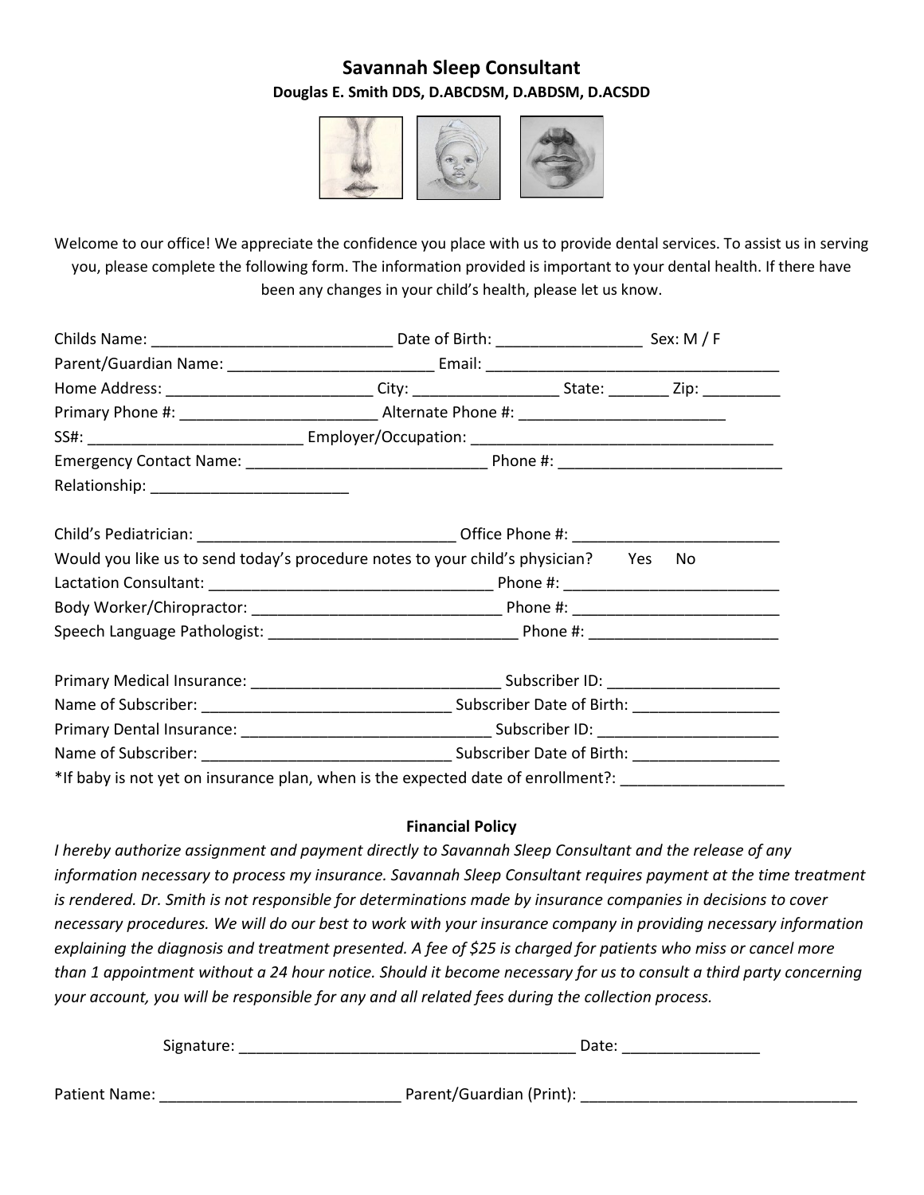# Savannah Sleep Consultant

**Douglas E. Smith DDS, D.ABCDSM, D.ABDSM, D.ACSDD**

Welcome to our office! We appreciate the confidence you place with us to provide dental services. To assist us in serving you, please complete the following form. The information provided is important to your dental health. If there have been any changes in your child's health, please let us know.

Childs Name: ____________________________ Date of Birth: _________________ Sex: M / F

Parent/Guardian Name: ________________________ Email: ___________________________________

Home Address: ________________________ City: ________________ State: _______ Zip: _________

Primary Phone #: _______________________ Alternate Phone #: ________________________

SS#: _________________________ Employer/Occupation: ___________________________________

Emergency Contact Name: ____________________________ Phone #: __________________________

Relationship: _______________________

Child's Pediatrician: ______________________________ Office Phone #: ________________________

Would you like us to send today's procedure notes to your child's physician? Yes No

Lactation Consultant: _________________________________ Phone #: _________________________

Body Worker/Chiropractor: _____________________________ Phone #: ________________________

Speech Language Pathologist: _____________________________ Phone #: ______________________

Primary Medical Insurance: _____________________________ Subscriber ID: ____________________

Name of Subscriber: _____________________________ Subscriber Date of Birth: _________________

Primary Dental Insurance: _____________________________ Subscriber ID: _____________________

Name of Subscriber: _____________________________ Subscriber Date of Birth: _________________

*If baby is not yet on insurance plan, when is the expected date of enrollment?: ___________________

**Financial Policy**

*I hereby authorize assignment and payment directly to Savannah Sleep Consultant and the release of any information necessary to process my insurance. Savannah Sleep Consultant requires payment at the time treatment is rendered. Dr. Smith is not responsible for determinations made by insurance companies in decisions to cover necessary procedures. We will do our best to work with your insurance company in providing necessary information explaining the diagnosis and treatment presented. A fee of $25 is charged for patients who miss or cancel more than 1 appointment without a 24 hour notice. Should it become necessary for us to consult a third party concerning your account, you will be responsible for any and all related fees during the collection process.*

Signature: ________________________________________ Date: ________________

Patient Name: ___________________________ Parent/Guardian (Print): ________________________________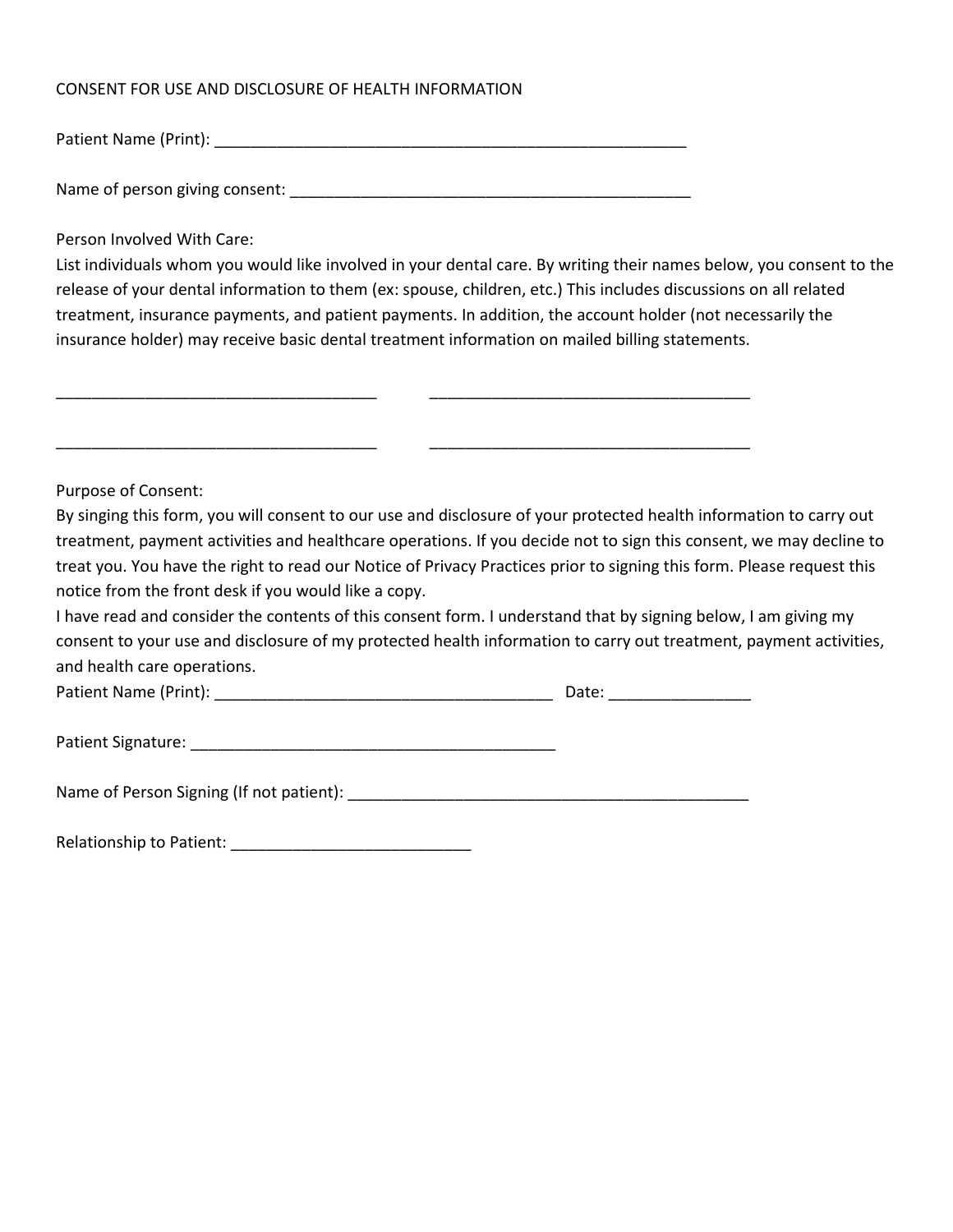# CONSENT FOR USE AND DISCLOSURE OF HEALTH INFORMATION

Patient Name (Print): _______________________________________________________

Name of person giving consent: _____________________________________________

Person Involved With Care:

List individuals whom you would like involved in your dental care. By writing their names below, you consent to the release of your dental information to them (ex: spouse, children, etc.) This includes discussions on all related treatment, insurance payments, and patient payments. In addition, the account holder (not necessarily the insurance holder) may receive basic dental treatment information on mailed billing statements.

_____________________________________ _____________________________________

_____________________________________ _____________________________________

Purpose of Consent:

By singing this form, you will consent to our use and disclosure of your protected health information to carry out treatment, payment activities and healthcare operations. If you decide not to sign this consent, we may decline to treat you. You have the right to read our Notice of Privacy Practices prior to signing this form. Please request this notice from the front desk if you would like a copy.

I have read and consider the contents of this consent form. I understand that by signing below, I am giving my consent to your use and disclosure of my protected health information to carry out treatment, payment activities, and health care operations.

Patient Name (Print): ______________________________________ Date: ________________

Patient Signature: __________________________________________

Name of Person Signing (If not patient): ______________________________________________

Relationship to Patient: ____________________________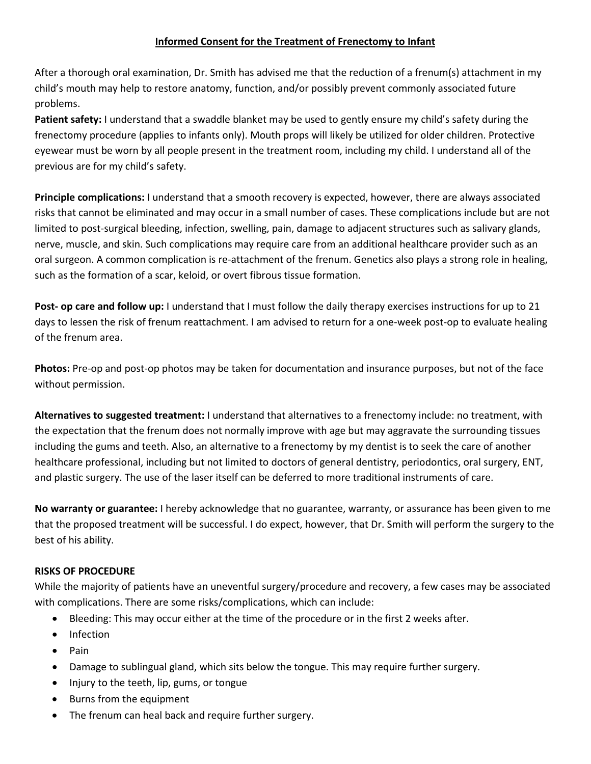# Informed Consent for the Treatment of Frenectomy to Infant

After a thorough oral examination, Dr. Smith has advised me that the reduction of a frenum(s) attachment in my child's mouth may help to restore anatomy, function, and/or possibly prevent commonly associated future problems.

**Patient safety:** I understand that a swaddle blanket may be used to gently ensure my child's safety during the frenectomy procedure (applies to infants only). Mouth props will likely be utilized for older children. Protective eyewear must be worn by all people present in the treatment room, including my child. I understand all of the previous are for my child's safety.

**Principle complications:** I understand that a smooth recovery is expected, however, there are always associated risks that cannot be eliminated and may occur in a small number of cases. These complications include but are not limited to post-surgical bleeding, infection, swelling, pain, damage to adjacent structures such as salivary glands, nerve, muscle, and skin. Such complications may require care from an additional healthcare provider such as an oral surgeon. A common complication is re-attachment of the frenum. Genetics also plays a strong role in healing, such as the formation of a scar, keloid, or overt fibrous tissue formation.

**Post- op care and follow up:** I understand that I must follow the daily therapy exercises instructions for up to 21 days to lessen the risk of frenum reattachment. I am advised to return for a one-week post-op to evaluate healing of the frenum area.

**Photos:** Pre-op and post-op photos may be taken for documentation and insurance purposes, but not of the face without permission.

**Alternatives to suggested treatment:** I understand that alternatives to a frenectomy include: no treatment, with the expectation that the frenum does not normally improve with age but may aggravate the surrounding tissues including the gums and teeth. Also, an alternative to a frenectomy by my dentist is to seek the care of another healthcare professional, including but not limited to doctors of general dentistry, periodontics, oral surgery, ENT, and plastic surgery. The use of the laser itself can be deferred to more traditional instruments of care.

**No warranty or guarantee:** I hereby acknowledge that no guarantee, warranty, or assurance has been given to me that the proposed treatment will be successful. I do expect, however, that Dr. Smith will perform the surgery to the best of his ability.

**RISKS OF PROCEDURE**

While the majority of patients have an uneventful surgery/procedure and recovery, a few cases may be associated with complications. There are some risks/complications, which can include:

- Bleeding: This may occur either at the time of the procedure or in the first 2 weeks after.
- Infection
- Pain
- Damage to sublingual gland, which sits below the tongue. This may require further surgery.
- Injury to the teeth, lip, gums, or tongue
- Burns from the equipment
- The frenum can heal back and require further surgery.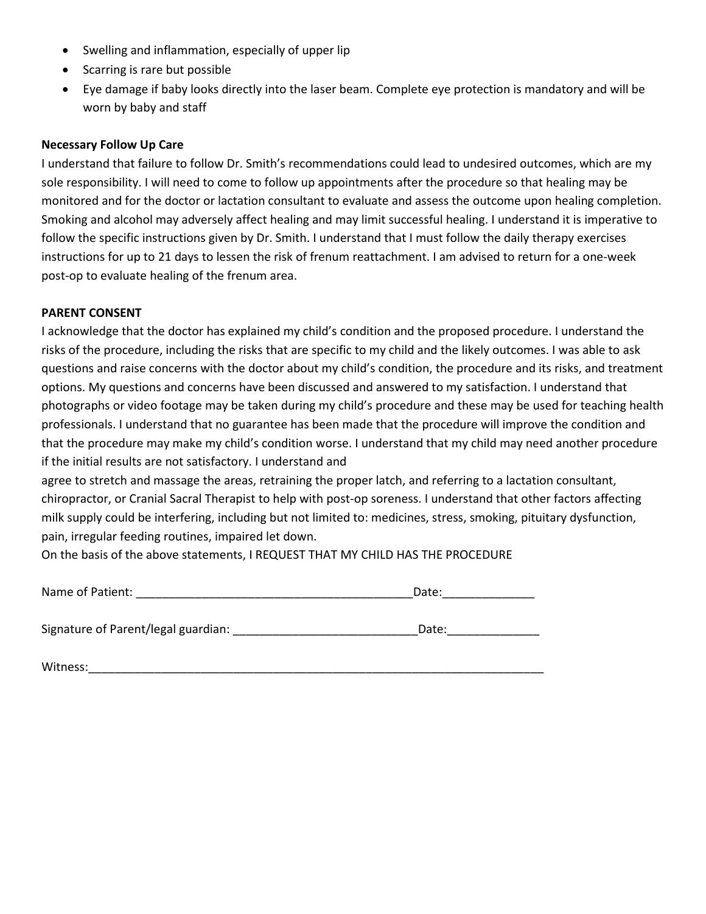- Swelling and inflammation, especially of upper lip
- Scarring is rare but possible
- Eye damage if baby looks directly into the laser beam. Complete eye protection is mandatory and will be worn by baby and staff

**Necessary Follow Up Care**

I understand that failure to follow Dr. Smith's recommendations could lead to undesired outcomes, which are my sole responsibility. I will need to come to follow up appointments after the procedure so that healing may be monitored and for the doctor or lactation consultant to evaluate and assess the outcome upon healing completion. Smoking and alcohol may adversely affect healing and may limit successful healing. I understand it is imperative to follow the specific instructions given by Dr. Smith. I understand that I must follow the daily therapy exercises instructions for up to 21 days to lessen the risk of frenum reattachment. I am advised to return for a one-week post-op to evaluate healing of the frenum area.

**PARENT CONSENT**

I acknowledge that the doctor has explained my child's condition and the proposed procedure. I understand the risks of the procedure, including the risks that are specific to my child and the likely outcomes. I was able to ask questions and raise concerns with the doctor about my child's condition, the procedure and its risks, and treatment options. My questions and concerns have been discussed and answered to my satisfaction. I understand that photographs or video footage may be taken during my child's procedure and these may be used for teaching health professionals. I understand that no guarantee has been made that the procedure will improve the condition and that the procedure may make my child's condition worse. I understand that my child may need another procedure if the initial results are not satisfactory. I understand and
agree to stretch and massage the areas, retraining the proper latch, and referring to a lactation consultant, chiropractor, or Cranial Sacral Therapist to help with post-op soreness. I understand that other factors affecting milk supply could be interfering, including but not limited to: medicines, stress, smoking, pituitary dysfunction, pain, irregular feeding routines, impaired let down.
On the basis of the above statements, I REQUEST THAT MY CHILD HAS THE PROCEDURE

Name of Patient: ___________________________________________Date:______________

Signature of Parent/legal guardian: ____________________________Date:______________

Witness:_________________________________________________________________________